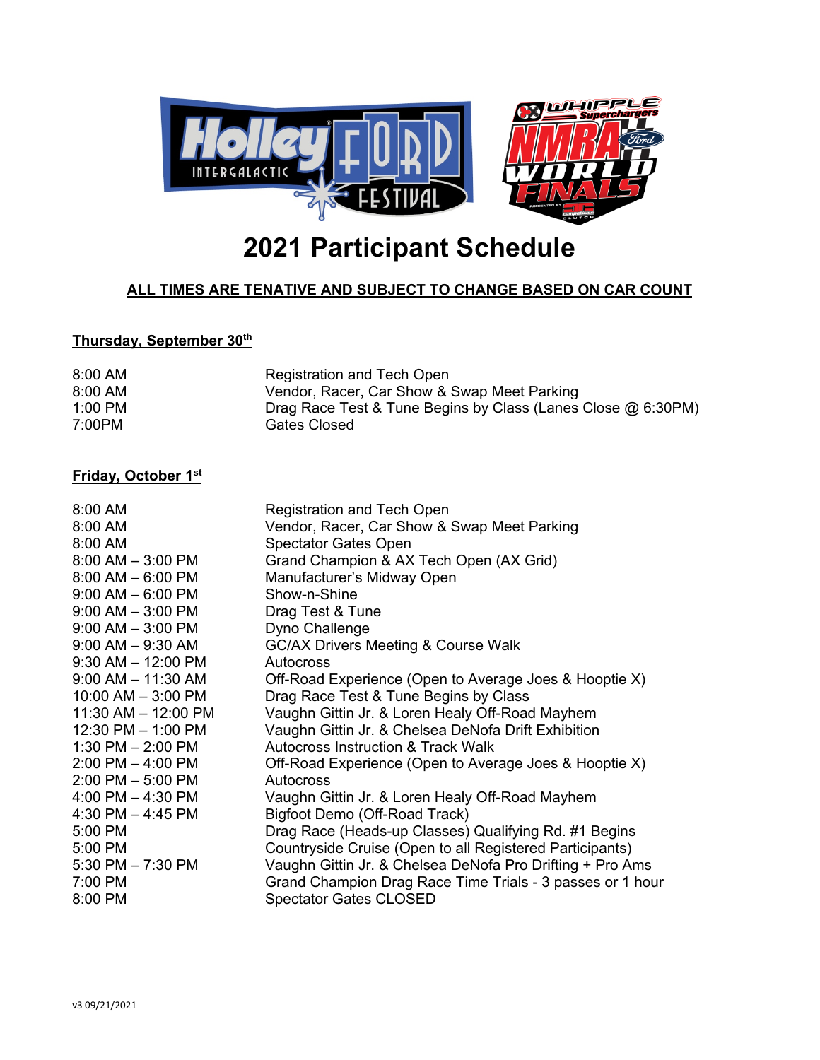# 2021 Participant Schedule

**ALL TIMES ARE TENATIVE AND SUBJECT TO CHANGE BASED ON CAR COUNT**

## Thursday, September 30th

| | |
|---|---|
| 8:00 AM | Registration and Tech Open |
| 8:00 AM | Vendor, Racer, Car Show & Swap Meet Parking |
| 1:00 PM | Drag Race Test & Tune Begins by Class (Lanes Close @ 6:30PM) |
| 7:00PM | Gates Closed |

## Friday, October 1st

| | |
|---|---|
| 8:00 AM | Registration and Tech Open |
| 8:00 AM | Vendor, Racer, Car Show & Swap Meet Parking |
| 8:00 AM | Spectator Gates Open |
| 8:00 AM – 3:00 PM | Grand Champion & AX Tech Open (AX Grid) |
| 8:00 AM – 6:00 PM | Manufacturer's Midway Open |
| 9:00 AM – 6:00 PM | Show-n-Shine |
| 9:00 AM – 3:00 PM | Drag Test & Tune |
| 9:00 AM – 3:00 PM | Dyno Challenge |
| 9:00 AM – 9:30 AM | GC/AX Drivers Meeting & Course Walk |
| 9:30 AM – 12:00 PM | Autocross |
| 9:00 AM – 11:30 AM | Off-Road Experience (Open to Average Joes & Hooptie X) |
| 10:00 AM – 3:00 PM | Drag Race Test & Tune Begins by Class |
| 11:30 AM – 12:00 PM | Vaughn Gittin Jr. & Loren Healy Off-Road Mayhem |
| 12:30 PM – 1:00 PM | Vaughn Gittin Jr. & Chelsea DeNofa Drift Exhibition |
| 1:30 PM – 2:00 PM | Autocross Instruction & Track Walk |
| 2:00 PM – 4:00 PM | Off-Road Experience (Open to Average Joes & Hooptie X) |
| 2:00 PM – 5:00 PM | Autocross |
| 4:00 PM – 4:30 PM | Vaughn Gittin Jr. & Loren Healy Off-Road Mayhem |
| 4:30 PM – 4:45 PM | Bigfoot Demo (Off-Road Track) |
| 5:00 PM | Drag Race (Heads-up Classes) Qualifying Rd. #1 Begins |
| 5:00 PM | Countryside Cruise (Open to all Registered Participants) |
| 5:30 PM – 7:30 PM | Vaughn Gittin Jr. & Chelsea DeNofa Pro Drifting + Pro Ams |
| 7:00 PM | Grand Champion Drag Race Time Trials - 3 passes or 1 hour |
| 8:00 PM | Spectator Gates CLOSED |

v3 09/21/2021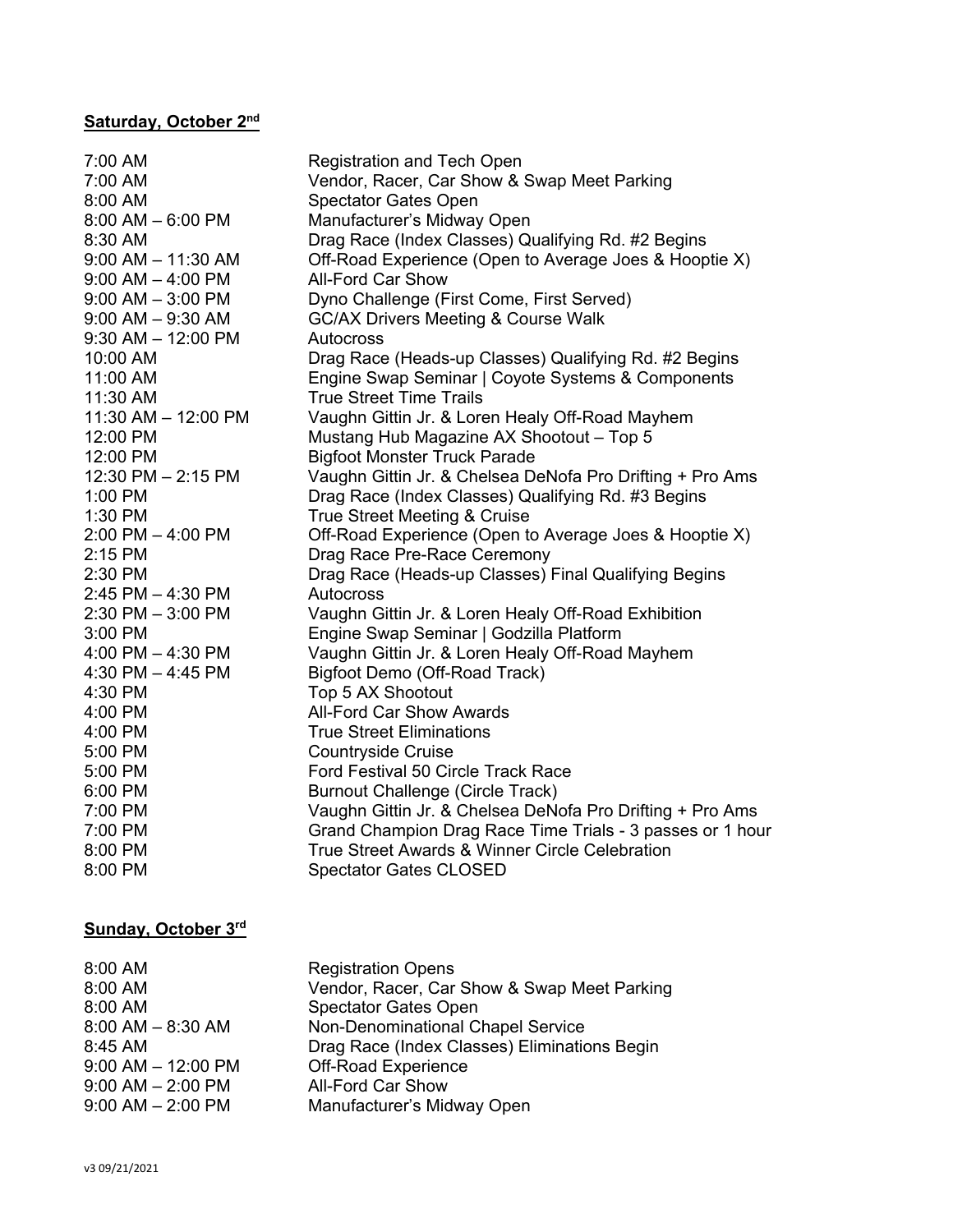**Saturday, October 2nd**

| | |
|---|---|
| 7:00 AM | Registration and Tech Open |
| 7:00 AM | Vendor, Racer, Car Show & Swap Meet Parking |
| 8:00 AM | Spectator Gates Open |
| 8:00 AM – 6:00 PM | Manufacturer's Midway Open |
| 8:30 AM | Drag Race (Index Classes) Qualifying Rd. #2 Begins |
| 9:00 AM – 11:30 AM | Off-Road Experience (Open to Average Joes & Hooptie X) |
| 9:00 AM – 4:00 PM | All-Ford Car Show |
| 9:00 AM – 3:00 PM | Dyno Challenge (First Come, First Served) |
| 9:00 AM – 9:30 AM | GC/AX Drivers Meeting & Course Walk |
| 9:30 AM – 12:00 PM | Autocross |
| 10:00 AM | Drag Race (Heads-up Classes) Qualifying Rd. #2 Begins |
| 11:00 AM | Engine Swap Seminar \| Coyote Systems & Components |
| 11:30 AM | True Street Time Trails |
| 11:30 AM – 12:00 PM | Vaughn Gittin Jr. & Loren Healy Off-Road Mayhem |
| 12:00 PM | Mustang Hub Magazine AX Shootout – Top 5 |
| 12:00 PM | Bigfoot Monster Truck Parade |
| 12:30 PM – 2:15 PM | Vaughn Gittin Jr. & Chelsea DeNofa Pro Drifting + Pro Ams |
| 1:00 PM | Drag Race (Index Classes) Qualifying Rd. #3 Begins |
| 1:30 PM | True Street Meeting & Cruise |
| 2:00 PM – 4:00 PM | Off-Road Experience (Open to Average Joes & Hooptie X) |
| 2:15 PM | Drag Race Pre-Race Ceremony |
| 2:30 PM | Drag Race (Heads-up Classes) Final Qualifying Begins |
| 2:45 PM – 4:30 PM | Autocross |
| 2:30 PM – 3:00 PM | Vaughn Gittin Jr. & Loren Healy Off-Road Exhibition |
| 3:00 PM | Engine Swap Seminar \| Godzilla Platform |
| 4:00 PM – 4:30 PM | Vaughn Gittin Jr. & Loren Healy Off-Road Mayhem |
| 4:30 PM – 4:45 PM | Bigfoot Demo (Off-Road Track) |
| 4:30 PM | Top 5 AX Shootout |
| 4:00 PM | All-Ford Car Show Awards |
| 4:00 PM | True Street Eliminations |
| 5:00 PM | Countryside Cruise |
| 5:00 PM | Ford Festival 50 Circle Track Race |
| 6:00 PM | Burnout Challenge (Circle Track) |
| 7:00 PM | Vaughn Gittin Jr. & Chelsea DeNofa Pro Drifting + Pro Ams |
| 7:00 PM | Grand Champion Drag Race Time Trials - 3 passes or 1 hour |
| 8:00 PM | True Street Awards & Winner Circle Celebration |
| 8:00 PM | Spectator Gates CLOSED |

**Sunday, October 3rd**

| | |
|---|---|
| 8:00 AM | Registration Opens |
| 8:00 AM | Vendor, Racer, Car Show & Swap Meet Parking |
| 8:00 AM | Spectator Gates Open |
| 8:00 AM – 8:30 AM | Non-Denominational Chapel Service |
| 8:45 AM | Drag Race (Index Classes) Eliminations Begin |
| 9:00 AM – 12:00 PM | Off-Road Experience |
| 9:00 AM – 2:00 PM | All-Ford Car Show |
| 9:00 AM – 2:00 PM | Manufacturer's Midway Open |

v3 09/21/2021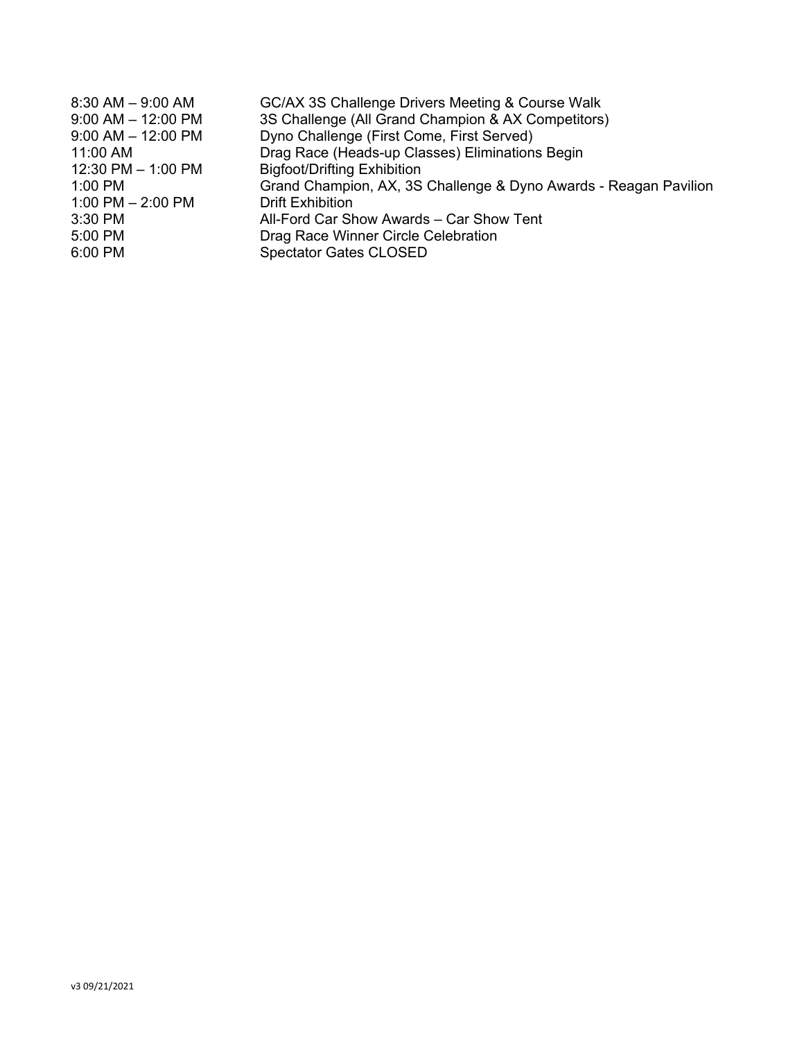| | |
|---|---|
| 8:30 AM – 9:00 AM | GC/AX 3S Challenge Drivers Meeting & Course Walk |
| 9:00 AM – 12:00 PM | 3S Challenge (All Grand Champion & AX Competitors) |
| 9:00 AM – 12:00 PM | Dyno Challenge (First Come, First Served) |
| 11:00 AM | Drag Race (Heads-up Classes) Eliminations Begin |
| 12:30 PM – 1:00 PM | Bigfoot/Drifting Exhibition |
| 1:00 PM | Grand Champion, AX, 3S Challenge & Dyno Awards - Reagan Pavilion |
| 1:00 PM – 2:00 PM | Drift Exhibition |
| 3:30 PM | All-Ford Car Show Awards – Car Show Tent |
| 5:00 PM | Drag Race Winner Circle Celebration |
| 6:00 PM | Spectator Gates CLOSED |

v3 09/21/2021